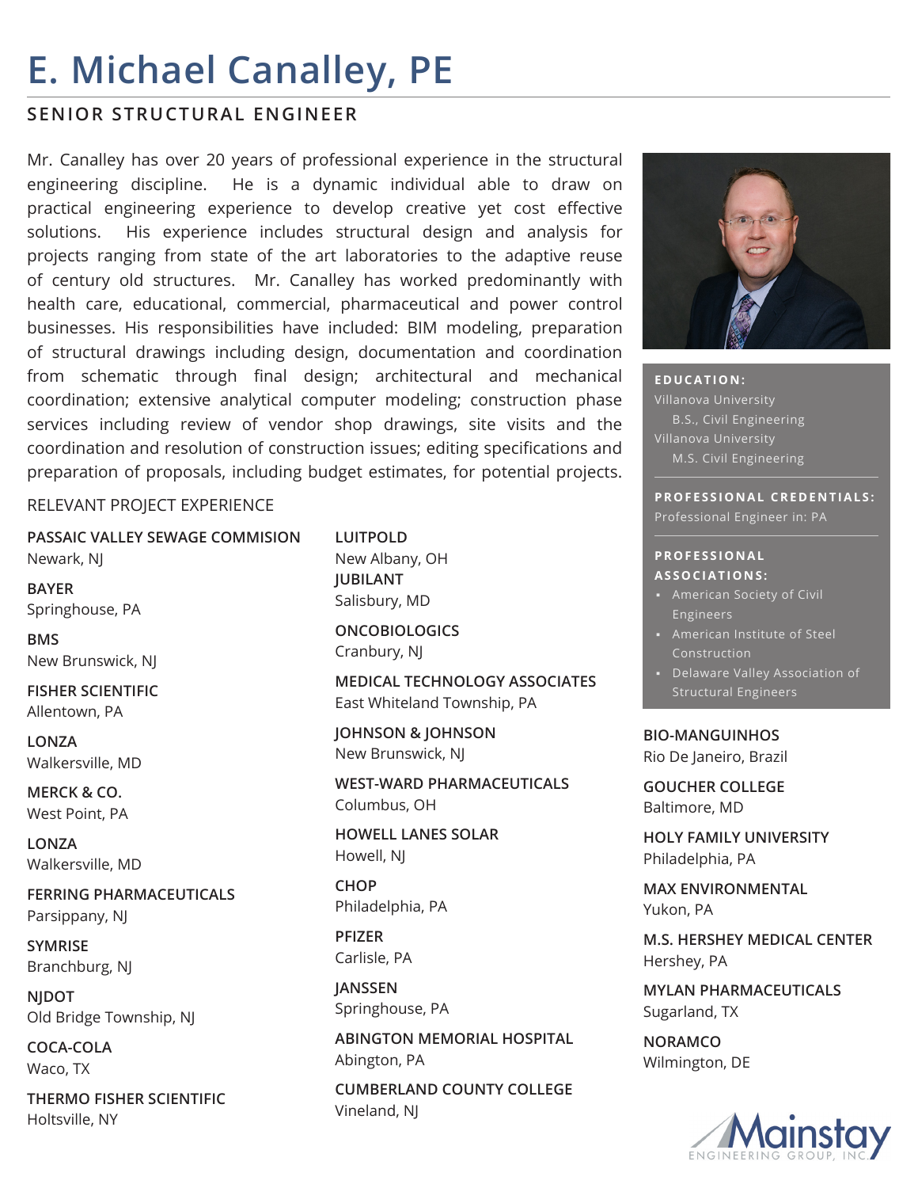# E. Michael Canalley, PE

## SENIOR STRUCTURAL ENGINEER

Mr. Canalley has over 20 years of professional experience in the structural engineering discipline. He is a dynamic individual able to draw on practical engineering experience to develop creative yet cost effective solutions. His experience includes structural design and analysis for projects ranging from state of the art laboratories to the adaptive reuse of century old structures. Mr. Canalley has worked predominantly with health care, educational, commercial, pharmaceutical and power control businesses. His responsibilities have included: BIM modeling, preparation of structural drawings including design, documentation and coordination from schematic through final design; architectural and mechanical coordination; extensive analytical computer modeling; construction phase services including review of vendor shop drawings, site visits and the coordination and resolution of construction issues; editing specifications and preparation of proposals, including budget estimates, for potential projects.

**EDUCATION:**

Villanova University
B.S., Civil Engineering

Villanova University
M.S. Civil Engineering

**PROFESSIONAL CREDENTIALS:**

Professional Engineer in: PA

**PROFESSIONAL ASSOCIATIONS:**

- American Society of Civil Engineers
- American Institute of Steel Construction
- Delaware Valley Association of Structural Engineers

RELEVANT PROJECT EXPERIENCE

**PASSAIC VALLEY SEWAGE COMMISION**
Newark, NJ

**BAYER**
Springhouse, PA

**BMS**
New Brunswick, NJ

**FISHER SCIENTIFIC**
Allentown, PA

**LONZA**
Walkersville, MD

**MERCK & CO.**
West Point, PA

**LONZA**
Walkersville, MD

**FERRING PHARMACEUTICALS**
Parsippany, NJ

**SYMRISE**
Branchburg, NJ

**NJDOT**
Old Bridge Township, NJ

**COCA-COLA**
Waco, TX

**THERMO FISHER SCIENTIFIC**
Holtsville, NY

**LUITPOLD**
New Albany, OH

**JUBILANT**
Salisbury, MD

**ONCOBIOLOGICS**
Cranbury, NJ

**MEDICAL TECHNOLOGY ASSOCIATES**
East Whiteland Township, PA

**JOHNSON & JOHNSON**
New Brunswick, NJ

**WEST-WARD PHARMACEUTICALS**
Columbus, OH

**HOWELL LANES SOLAR**
Howell, NJ

**CHOP**
Philadelphia, PA

**PFIZER**
Carlisle, PA

**JANSSEN**
Springhouse, PA

**ABINGTON MEMORIAL HOSPITAL**
Abington, PA

**CUMBERLAND COUNTY COLLEGE**
Vineland, NJ

**BIO-MANGUINHOS**
Rio De Janeiro, Brazil

**GOUCHER COLLEGE**
Baltimore, MD

**HOLY FAMILY UNIVERSITY**
Philadelphia, PA

**MAX ENVIRONMENTAL**
Yukon, PA

**M.S. HERSHEY MEDICAL CENTER**
Hershey, PA

**MYLAN PHARMACEUTICALS**
Sugarland, TX

**NORAMCO**
Wilmington, DE

Mainstay ENGINEERING GROUP, INC.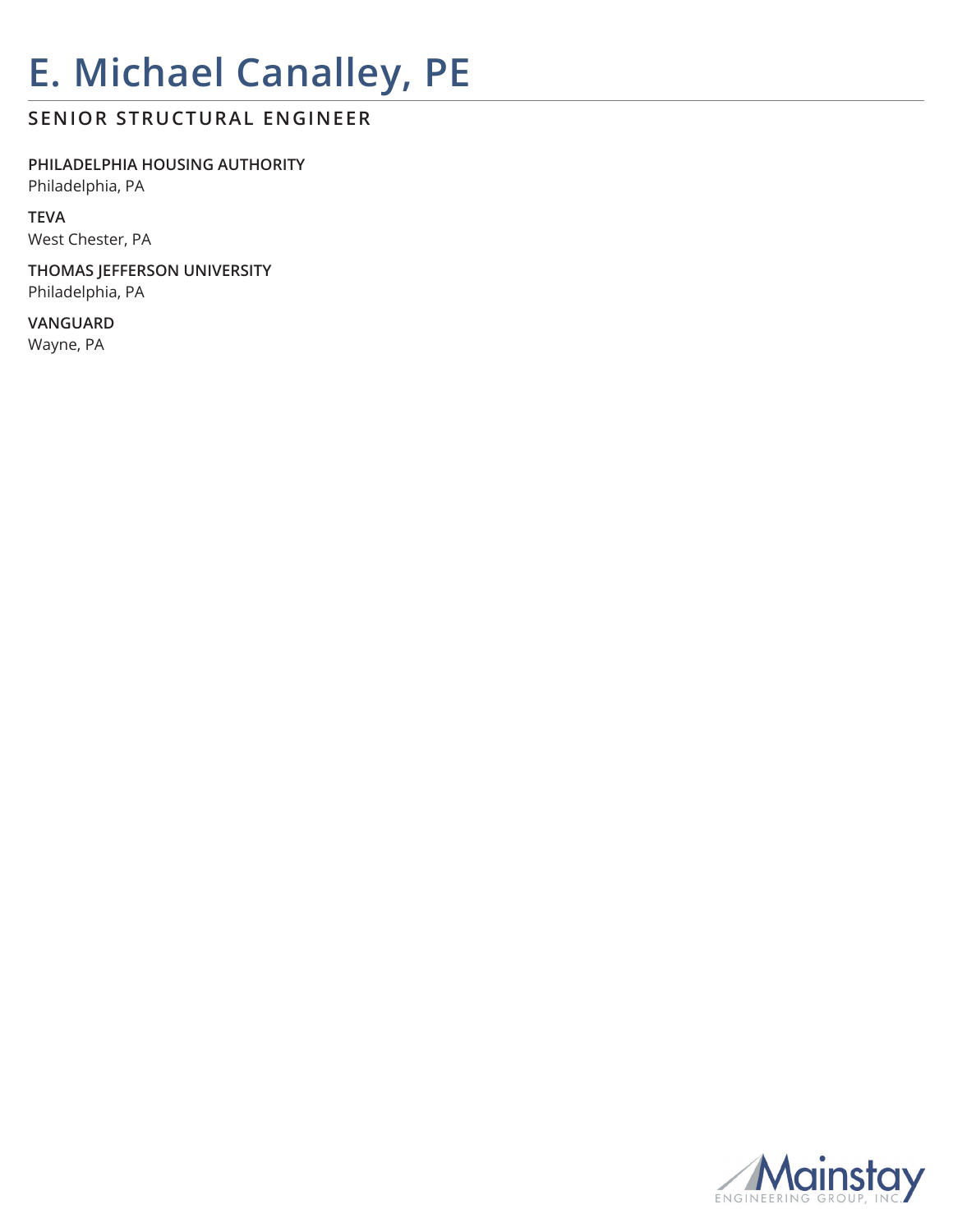# E. Michael Canalley, PE

## SENIOR STRUCTURAL ENGINEER

**PHILADELPHIA HOUSING AUTHORITY**
Philadelphia, PA

**TEVA**
West Chester, PA

**THOMAS JEFFERSON UNIVERSITY**
Philadelphia, PA

**VANGUARD**
Wayne, PA

Mainstay
ENGINEERING GROUP, INC.